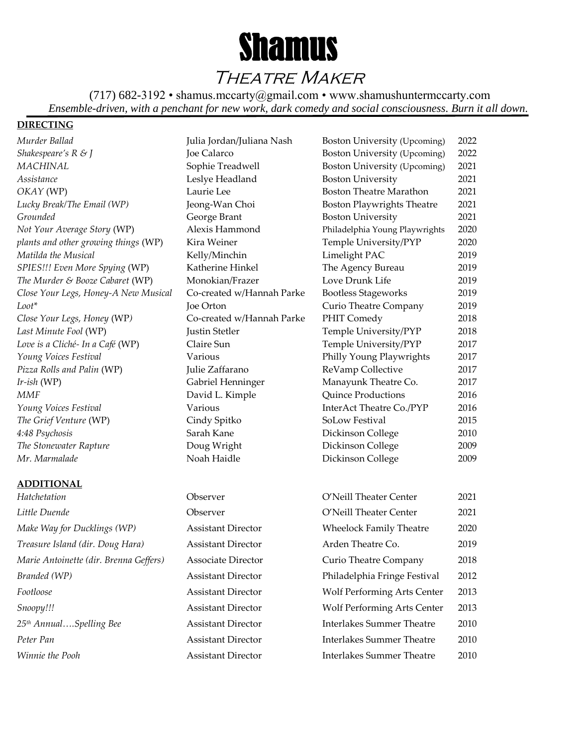# Shamus

## Theatre Maker

(717) 682-3192 • shamus.mccarty@gmail.com • www.shamushuntermccarty.com

*Ensemble-driven, with a penchant for new work, dark comedy and social consciousness. Burn it all down.*

**DIRECTING**

| | | | |
|---|---|---|---|
| *Murder Ballad* | Julia Jordan/Juliana Nash | Boston University (Upcoming) | 2022 |
| *Shakespeare's R & J* | Joe Calarco | Boston University (Upcoming) | 2022 |
| *MACHINAL* | Sophie Treadwell | Boston University (Upcoming) | 2021 |
| *Assistance* | Leslye Headland | Boston University | 2021 |
| *OKAY* (WP) | Laurie Lee | Boston Theatre Marathon | 2021 |
| *Lucky Break/The Email (WP)* | Jeong-Wan Choi | Boston Playwrights Theatre | 2021 |
| *Grounded* | George Brant | Boston University | 2021 |
| *Not Your Average Story* (WP) | Alexis Hammond | Philadelphia Young Playwrights | 2020 |
| *plants and other growing things* (WP) | Kira Weiner | Temple University/PYP | 2020 |
| *Matilda the Musical* | Kelly/Minchin | Limelight PAC | 2019 |
| *SPIES!!! Even More Spying* (WP) | Katherine Hinkel | The Agency Bureau | 2019 |
| *The Murder & Booze Cabaret* (WP) | Monokian/Frazer | Love Drunk Life | 2019 |
| *Close Your Legs, Honey-A New Musical* | Co-created w/Hannah Parke | Bootless Stageworks | 2019 |
| *Loot** | Joe Orton | Curio Theatre Company | 2019 |
| *Close Your Legs, Honey* (WP) | Co-created w/Hannah Parke | PHIT Comedy | 2018 |
| *Last Minute Fool* (WP) | Justin Stetler | Temple University/PYP | 2018 |
| *Love is a Cliché- In a Café* (WP) | Claire Sun | Temple University/PYP | 2017 |
| *Young Voices Festival* | Various | Philly Young Playwrights | 2017 |
| *Pizza Rolls and Palin* (WP) | Julie Zaffarano | ReVamp Collective | 2017 |
| *Ir-ish* (WP) | Gabriel Henninger | Manayunk Theatre Co. | 2017 |
| *MMF* | David L. Kimple | Quince Productions | 2016 |
| *Young Voices Festival* | Various | InterAct Theatre Co./PYP | 2016 |
| *The Grief Venture* (WP) | Cindy Spitko | SoLow Festival | 2015 |
| *4:48 Psychosis* | Sarah Kane | Dickinson College | 2010 |
| *The Stonewater Rapture* | Doug Wright | Dickinson College | 2009 |
| *Mr. Marmalade* | Noah Haidle | Dickinson College | 2009 |

**ADDITIONAL**

| | | | |
|---|---|---|---|
| *Hatchetation* | Observer | O'Neill Theater Center | 2021 |
| *Little Duende* | Observer | O'Neill Theater Center | 2021 |
| *Make Way for Ducklings (WP)* | Assistant Director | Wheelock Family Theatre | 2020 |
| *Treasure Island (dir. Doug Hara)* | Assistant Director | Arden Theatre Co. | 2019 |
| *Marie Antoinette (dir. Brenna Geffers)* | Associate Director | Curio Theatre Company | 2018 |
| *Branded (WP)* | Assistant Director | Philadelphia Fringe Festival | 2012 |
| *Footloose* | Assistant Director | Wolf Performing Arts Center | 2013 |
| *Snoopy!!!* | Assistant Director | Wolf Performing Arts Center | 2013 |
| *25th Annual….Spelling Bee* | Assistant Director | Interlakes Summer Theatre | 2010 |
| *Peter Pan* | Assistant Director | Interlakes Summer Theatre | 2010 |
| *Winnie the Pooh* | Assistant Director | Interlakes Summer Theatre | 2010 |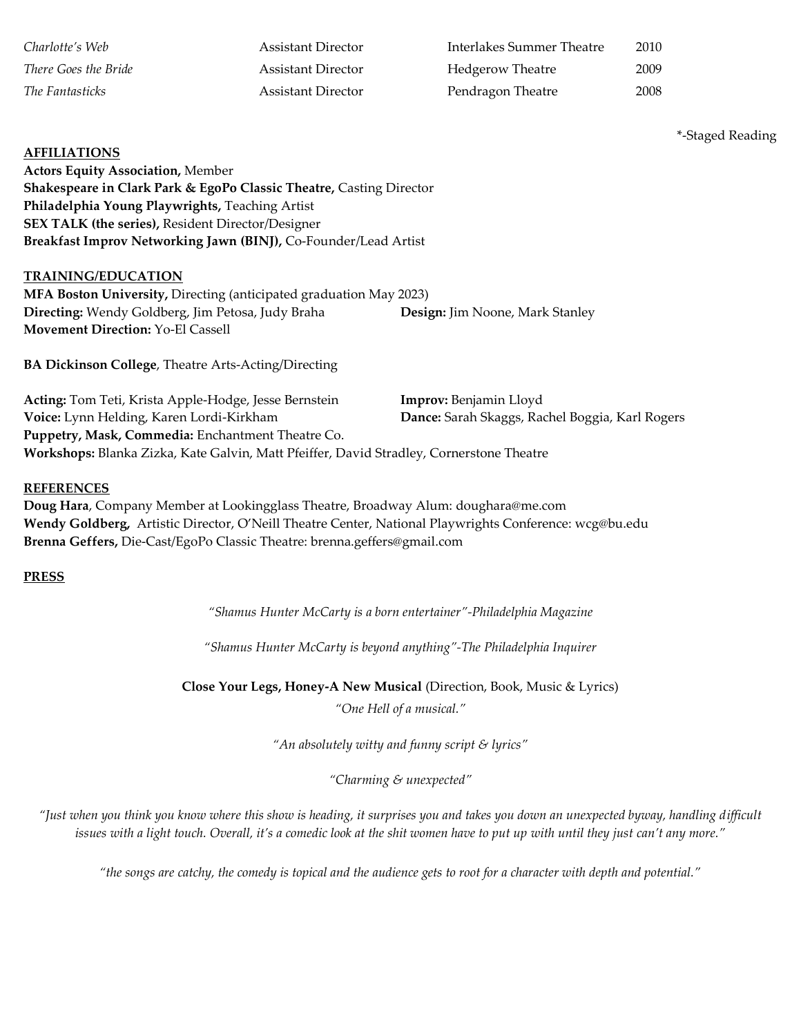| | | | |
|---|---|---|---|
| *Charlotte's Web* | Assistant Director | Interlakes Summer Theatre | 2010 |
| *There Goes the Bride* | Assistant Director | Hedgerow Theatre | 2009 |
| *The Fantasticks* | Assistant Director | Pendragon Theatre | 2008 |

*-Staged Reading

## AFFILIATIONS

**Actors Equity Association,** Member
**Shakespeare in Clark Park & EgoPo Classic Theatre,** Casting Director
**Philadelphia Young Playwrights,** Teaching Artist
**SEX TALK (the series),** Resident Director/Designer
**Breakfast Improv Networking Jawn (BINJ),** Co-Founder/Lead Artist

## TRAINING/EDUCATION

**MFA Boston University,** Directing (anticipated graduation May 2023)
**Directing:** Wendy Goldberg, Jim Petosa, Judy Braha
**Design:** Jim Noone, Mark Stanley
**Movement Direction:** Yo-El Cassell

**BA Dickinson College**, Theatre Arts-Acting/Directing

**Acting:** Tom Teti, Krista Apple-Hodge, Jesse Bernstein
**Improv:** Benjamin Lloyd
**Voice:** Lynn Helding, Karen Lordi-Kirkham
**Dance:** Sarah Skaggs, Rachel Boggia, Karl Rogers
**Puppetry, Mask, Commedia:** Enchantment Theatre Co.
**Workshops:** Blanka Zizka, Kate Galvin, Matt Pfeiffer, David Stradley, Cornerstone Theatre

## REFERENCES

**Doug Hara**, Company Member at Lookingglass Theatre, Broadway Alum: doughara@me.com
**Wendy Goldberg,** Artistic Director, O'Neill Theatre Center, National Playwrights Conference: wcg@bu.edu
**Brenna Geffers,** Die-Cast/EgoPo Classic Theatre: brenna.geffers@gmail.com

## PRESS

*"Shamus Hunter McCarty is a born entertainer"-Philadelphia Magazine*

*"Shamus Hunter McCarty is beyond anything"-The Philadelphia Inquirer*

**Close Your Legs, Honey-A New Musical** (Direction, Book, Music & Lyrics)

*"One Hell of a musical."*

*"An absolutely witty and funny script & lyrics"*

*"Charming & unexpected"*

*"Just when you think you know where this show is heading, it surprises you and takes you down an unexpected byway, handling difficult issues with a light touch. Overall, it's a comedic look at the shit women have to put up with until they just can't any more."*

*"the songs are catchy, the comedy is topical and the audience gets to root for a character with depth and potential."*